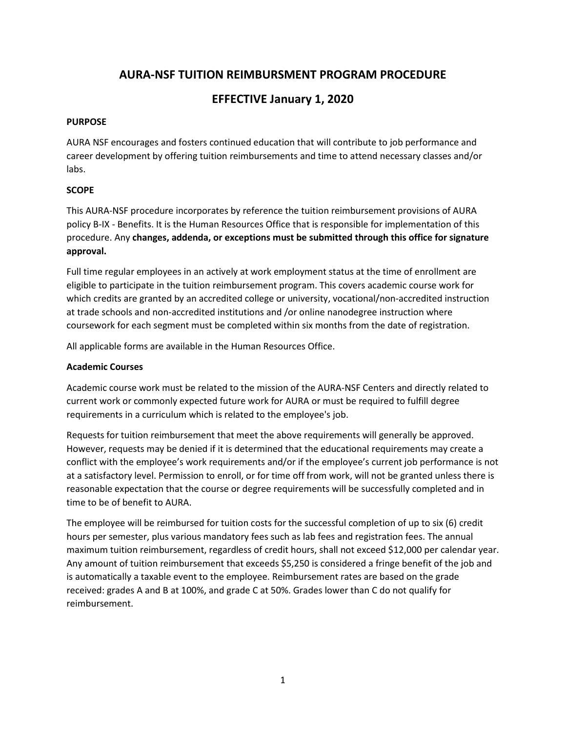# AURA-NSF TUITION REIMBURSMENT PROGRAM PROCEDURE

# EFFECTIVE January 1, 2020

**PURPOSE**

AURA NSF encourages and fosters continued education that will contribute to job performance and career development by offering tuition reimbursements and time to attend necessary classes and/or labs.

**SCOPE**

This AURA-NSF procedure incorporates by reference the tuition reimbursement provisions of AURA policy B-IX - Benefits. It is the Human Resources Office that is responsible for implementation of this procedure. Any **changes, addenda, or exceptions must be submitted through this office for signature approval.**

Full time regular employees in an actively at work employment status at the time of enrollment are eligible to participate in the tuition reimbursement program. This covers academic course work for which credits are granted by an accredited college or university, vocational/non-accredited instruction at trade schools and non-accredited institutions and /or online nanodegree instruction where coursework for each segment must be completed within six months from the date of registration.

All applicable forms are available in the Human Resources Office.

**Academic Courses**

Academic course work must be related to the mission of the AURA-NSF Centers and directly related to current work or commonly expected future work for AURA or must be required to fulfill degree requirements in a curriculum which is related to the employee's job.

Requests for tuition reimbursement that meet the above requirements will generally be approved. However, requests may be denied if it is determined that the educational requirements may create a conflict with the employee's work requirements and/or if the employee's current job performance is not at a satisfactory level. Permission to enroll, or for time off from work, will not be granted unless there is reasonable expectation that the course or degree requirements will be successfully completed and in time to be of benefit to AURA.

The employee will be reimbursed for tuition costs for the successful completion of up to six (6) credit hours per semester, plus various mandatory fees such as lab fees and registration fees. The annual maximum tuition reimbursement, regardless of credit hours, shall not exceed $12,000 per calendar year. Any amount of tuition reimbursement that exceeds $5,250 is considered a fringe benefit of the job and is automatically a taxable event to the employee. Reimbursement rates are based on the grade received: grades A and B at 100%, and grade C at 50%. Grades lower than C do not qualify for reimbursement.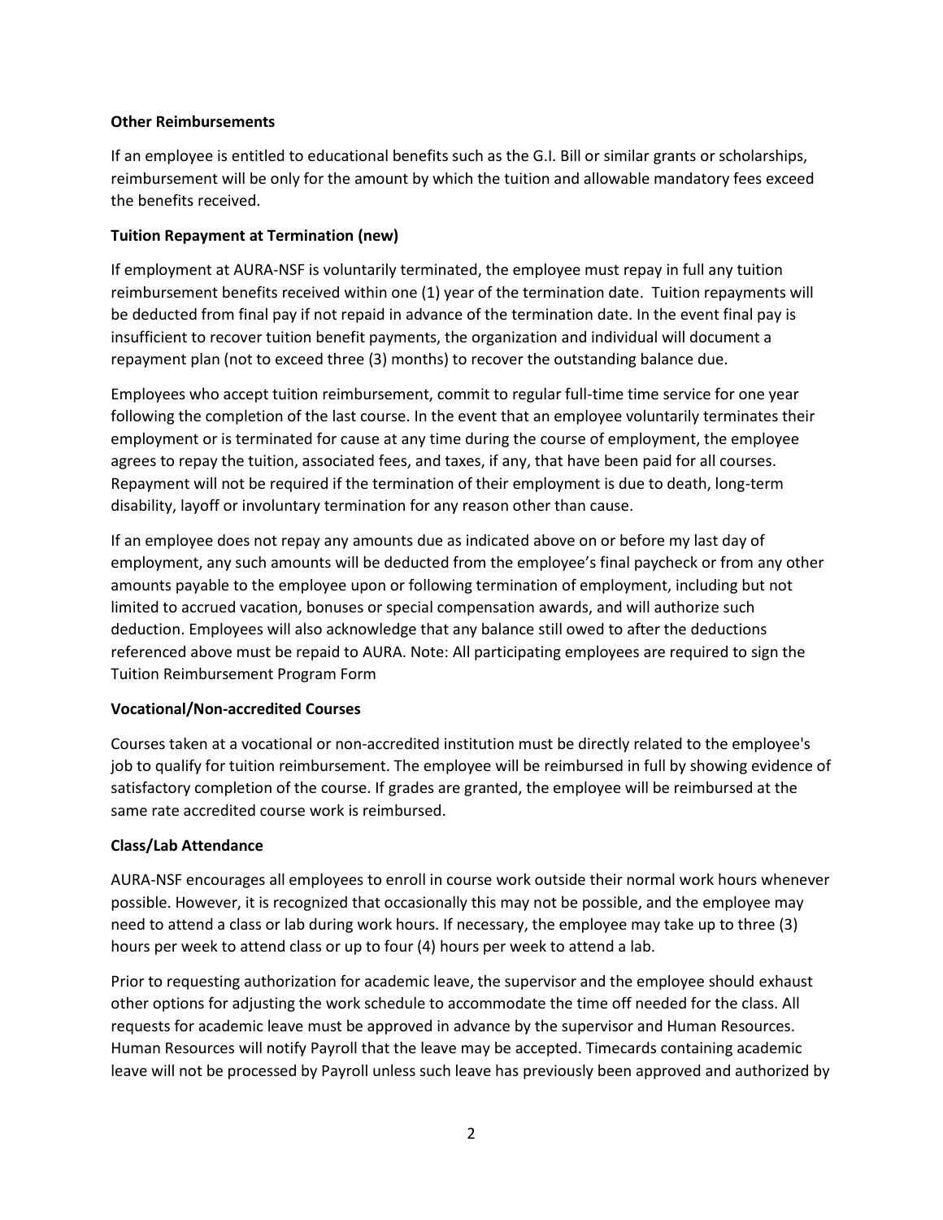**Other Reimbursements**

If an employee is entitled to educational benefits such as the G.I. Bill or similar grants or scholarships, reimbursement will be only for the amount by which the tuition and allowable mandatory fees exceed the benefits received.

**Tuition Repayment at Termination (new)**

If employment at AURA-NSF is voluntarily terminated, the employee must repay in full any tuition reimbursement benefits received within one (1) year of the termination date. Tuition repayments will be deducted from final pay if not repaid in advance of the termination date. In the event final pay is insufficient to recover tuition benefit payments, the organization and individual will document a repayment plan (not to exceed three (3) months) to recover the outstanding balance due.

Employees who accept tuition reimbursement, commit to regular full-time time service for one year following the completion of the last course. In the event that an employee voluntarily terminates their employment or is terminated for cause at any time during the course of employment, the employee agrees to repay the tuition, associated fees, and taxes, if any, that have been paid for all courses. Repayment will not be required if the termination of their employment is due to death, long-term disability, layoff or involuntary termination for any reason other than cause.

If an employee does not repay any amounts due as indicated above on or before my last day of employment, any such amounts will be deducted from the employee's final paycheck or from any other amounts payable to the employee upon or following termination of employment, including but not limited to accrued vacation, bonuses or special compensation awards, and will authorize such deduction. Employees will also acknowledge that any balance still owed to after the deductions referenced above must be repaid to AURA. Note: All participating employees are required to sign the Tuition Reimbursement Program Form

**Vocational/Non-accredited Courses**

Courses taken at a vocational or non-accredited institution must be directly related to the employee's job to qualify for tuition reimbursement. The employee will be reimbursed in full by showing evidence of satisfactory completion of the course. If grades are granted, the employee will be reimbursed at the same rate accredited course work is reimbursed.

**Class/Lab Attendance**

AURA-NSF encourages all employees to enroll in course work outside their normal work hours whenever possible. However, it is recognized that occasionally this may not be possible, and the employee may need to attend a class or lab during work hours. If necessary, the employee may take up to three (3) hours per week to attend class or up to four (4) hours per week to attend a lab.

Prior to requesting authorization for academic leave, the supervisor and the employee should exhaust other options for adjusting the work schedule to accommodate the time off needed for the class. All requests for academic leave must be approved in advance by the supervisor and Human Resources. Human Resources will notify Payroll that the leave may be accepted. Timecards containing academic leave will not be processed by Payroll unless such leave has previously been approved and authorized by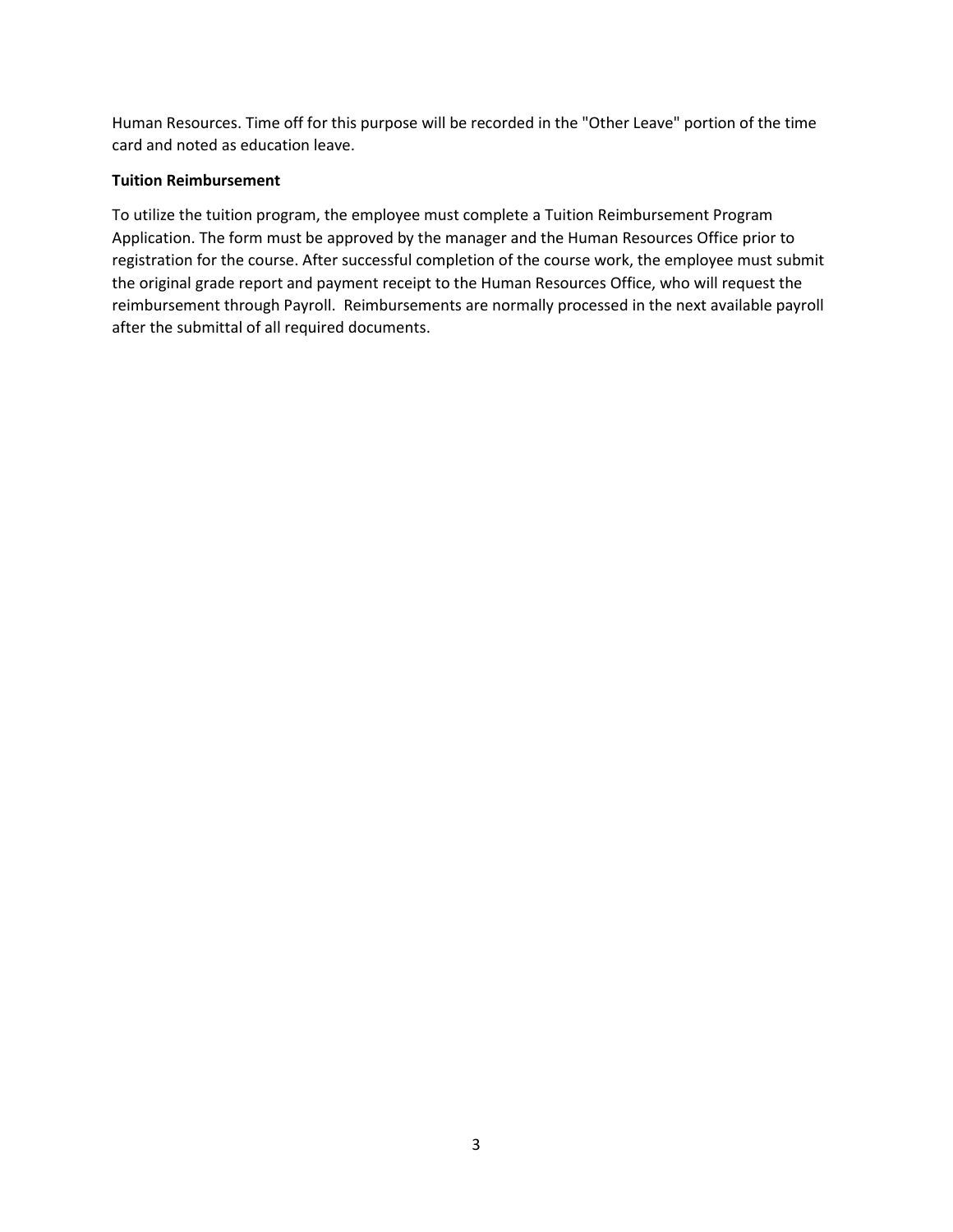Human Resources. Time off for this purpose will be recorded in the "Other Leave" portion of the time card and noted as education leave.

**Tuition Reimbursement**

To utilize the tuition program, the employee must complete a Tuition Reimbursement Program Application. The form must be approved by the manager and the Human Resources Office prior to registration for the course. After successful completion of the course work, the employee must submit the original grade report and payment receipt to the Human Resources Office, who will request the reimbursement through Payroll. Reimbursements are normally processed in the next available payroll after the submittal of all required documents.